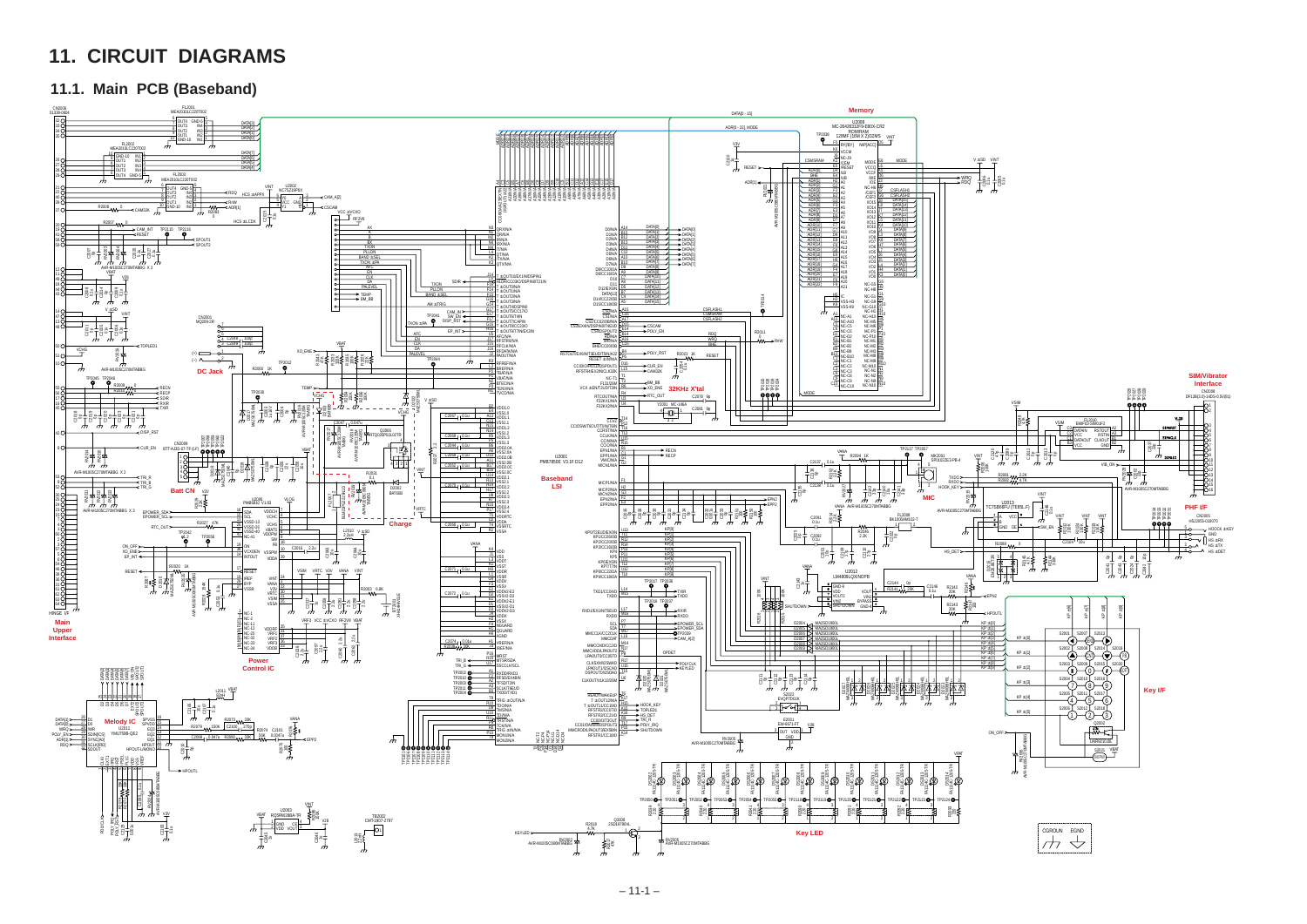# 11. CIRCUIT DIAGRAMS

## 11.1. Main PCB (Baseband)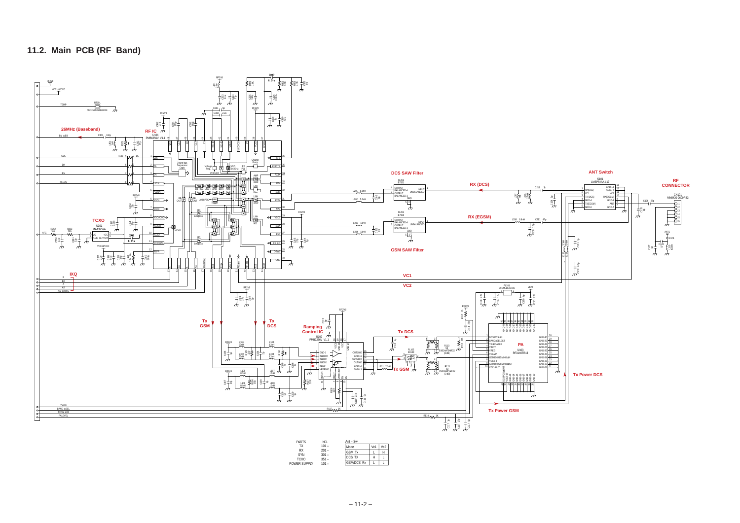## 11.2. Main PCB (RF Band)

| PARTS | NO. |
|---|---|
| TX | 101 – |
| RX | 201 – |
| SYN | 301 – |
| TCXO | 351 – |
| POWER SUPPLY | 101 – |

Ant – Sw

| Mode | Vc1 | Vc2 |
|---|---|---|
| GSM Tx | L | H |
| DCS TX | H | L |
| GSM/DCS Rx | L | L |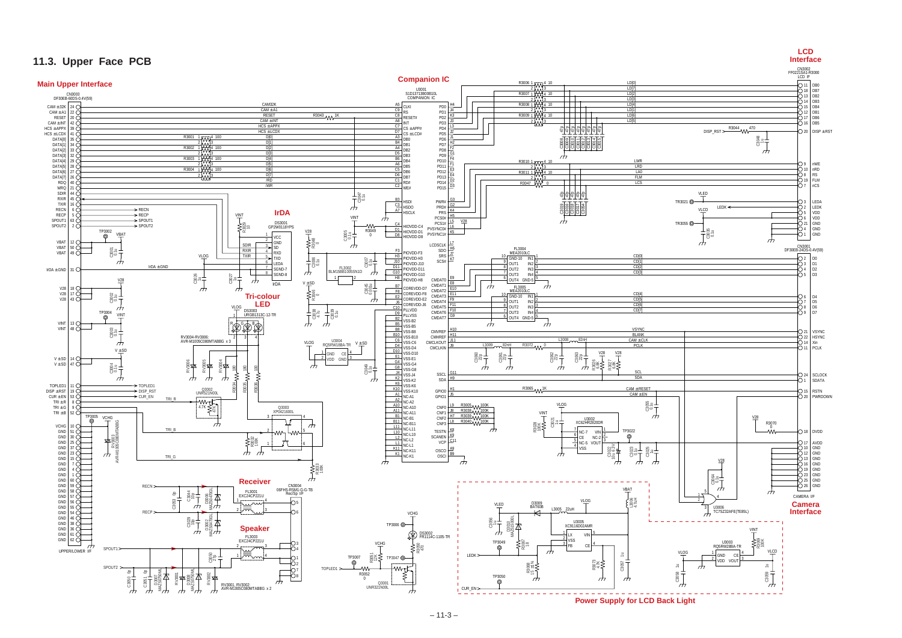## 11.3. Upper Face PCB

**Main Upper Interface**

CN3003
DF30EB-60DS-0.4V(59)

**Companion IC**

U3001
S1D13713B00B10L
COMPANION IC

**IrDA**

DS3001
GP2W0118YPS

**Tri-colour LED**

DS3003
URGB1313C-12-TR

RV3004-RV3006:
AVR-M1005C080MTABBG x 3

**Receiver**

CN3004
06FHS-RSM1-G-G-TB
Rec/Sp I/F

FL3001
EXC24CP221U

**Speaker**

FL3003
EXC24CP221U

RV3001, RV3002:
AVR-M1005C080MTABBG x 2

UPPER/LOWER I/F

**LCD Interface**

CN3002
FF0221SA1-R3000
LCD I/F

CN3001
DF30EB-24DS-0.4V(59)

CAMERA I/F

**Camera Interface**

U3002
XC62HR2820DR

U3006
TC7SZ32AFE(TE85L)

**Power Supply for LCD Back Light**

U3005
XC9116D02AMR

U3003
RQ5RW28BA-TR

U3004
RQ5RW18BA-TR

FL3004
MEA2010LC

FL3005
MEA2010LC

FL3002
BLM15BB100SN1D

D3002
UNR521N00L

Q3003
XP04216001L

Q3001
UNR321N00L

D3009
BAT60B

DS3002
FR1114C-1105-TR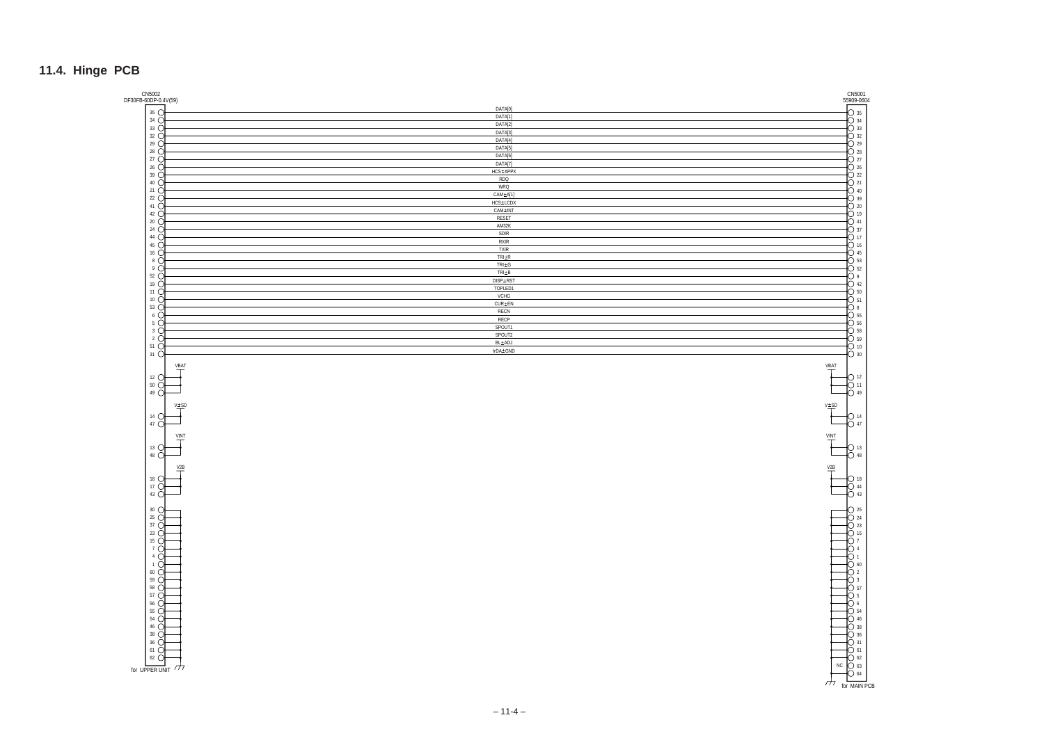## 11.4. Hinge PCB

CN5002
DF30FB-60DP-0.4V(59)

CN5001
55909-0604

| CN5002 Pin | Signal | CN5001 Pin |
|---|---|---|
| 35 | DATA[0] | 35 |
| 34 | DATA[1] | 34 |
| 33 | DATA[2] | 33 |
| 32 | DATA[3] | 32 |
| 29 | DATA[4] | 29 |
| 28 | DATA[5] | 28 |
| 27 | DATA[6] | 27 |
| 26 | DATA[7] | 26 |
| 39 | HCS±APPX | 22 |
| 40 | RDQ | 21 |
| 21 | WRQ | 40 |
| 22 | CAM±A[1] | 39 |
| 41 | HCS±LCDX | 20 |
| 42 | CAM±INT | 19 |
| 20 | RESET | 41 |
| 24 | AM32K | 37 |
| 44 | SDIR | 17 |
| 45 | RXIR | 16 |
| 16 | TXIR | 45 |
| 8 | TRI±R | 53 |
| 9 | TRI±G | 52 |
| 52 | TRI±B | 9 |
| 19 | DISP±RST | 42 |
| 11 | TOPLED1 | 50 |
| 10 | VCHG | 51 |
| 53 | CUR±EN | 8 |
| 6 | RECN | 55 |
| 5 | RECP | 56 |
| 3 | SPOUT1 | 58 |
| 2 | SPOUT2 | 59 |
| 51 | BL±ADJ | 10 |
| 31 | IrDA±GND | 30 |

| Net | CN5002 Pins | CN5001 Pins |
|---|---|---|
| VBAT | 12, 50, 49 | 12, 11, 49 |
| V±SD | 14, 47 | 14, 47 |
| VINT | 13, 48 | 13, 48 |
| V2B | 18, 17, 43 | 18, 44, 43 |
| GND | 30, 25, 37, 23, 15, 7, 4, 1, 60, 59, 58, 57, 56, 55, 54, 46, 38, 36, 61, 62 | 25, 24, 23, 15, 7, 4, 1, 60, 2, 3, 57, 5, 6, 54, 46, 38, 36, 31, 61, 62, 64 |
| NC | | 63 |

for UPPER UNIT

for MAIN PCB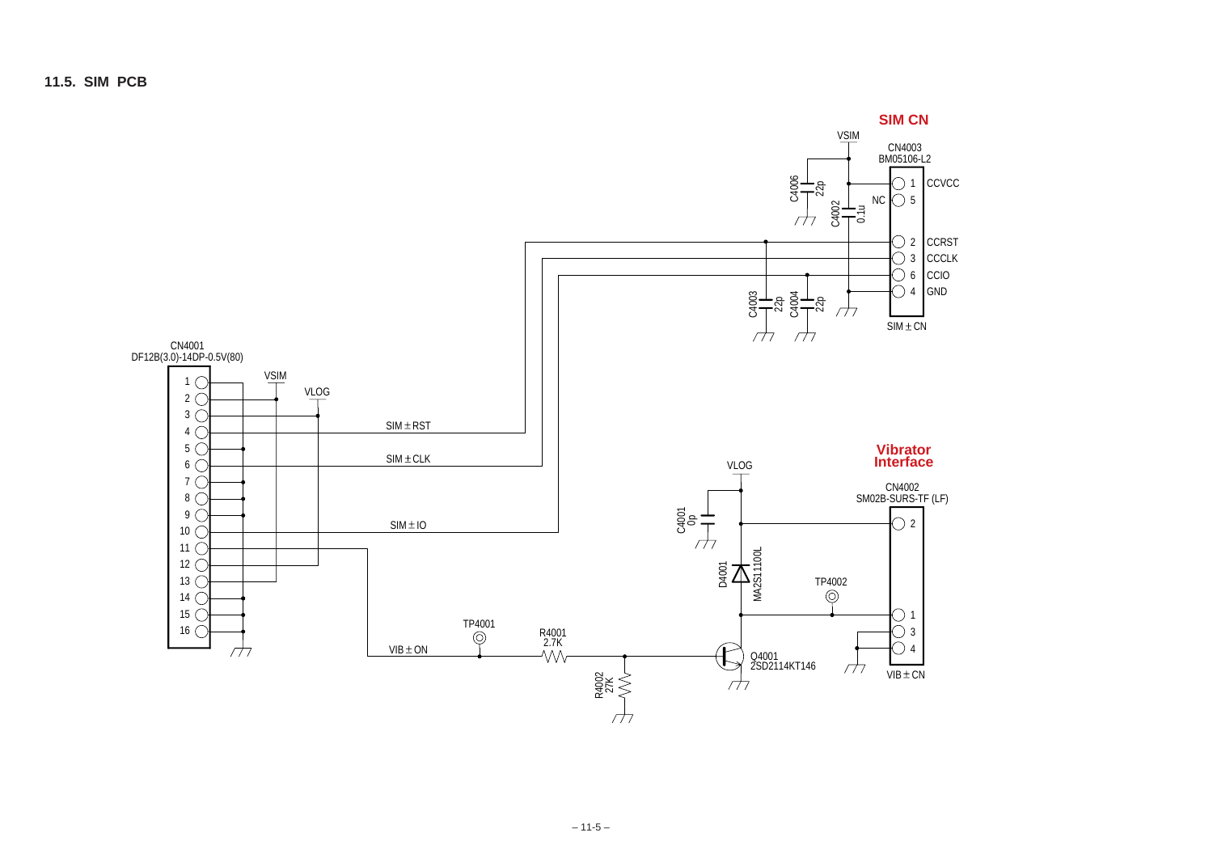## 11.5. SIM PCB

**SIM CN**

VSIM

CN4003
BM05106-L2

C4006 22p

C4002 0.1u

NC

1 CCVCC
5
2 CCRST
3 CCCLK
6 CCIO
4 GND

C4003 22p

C4004 22p

SIM±CN

CN4001
DF12B(3.0)-14DP-0.5V(80)

VSIM

VLOG

SIM±RST

SIM±CLK

SIM±IO

VIB±ON

**Vibrator Interface**

VLOG

CN4002
SM02B-SURS-TF (LF)

C4001 0p

D4001 MA2S1100L

TP4002

TP4001

R4001 2.7K

R4002 27K

Q4001 2SD2114KT146

VIB±CN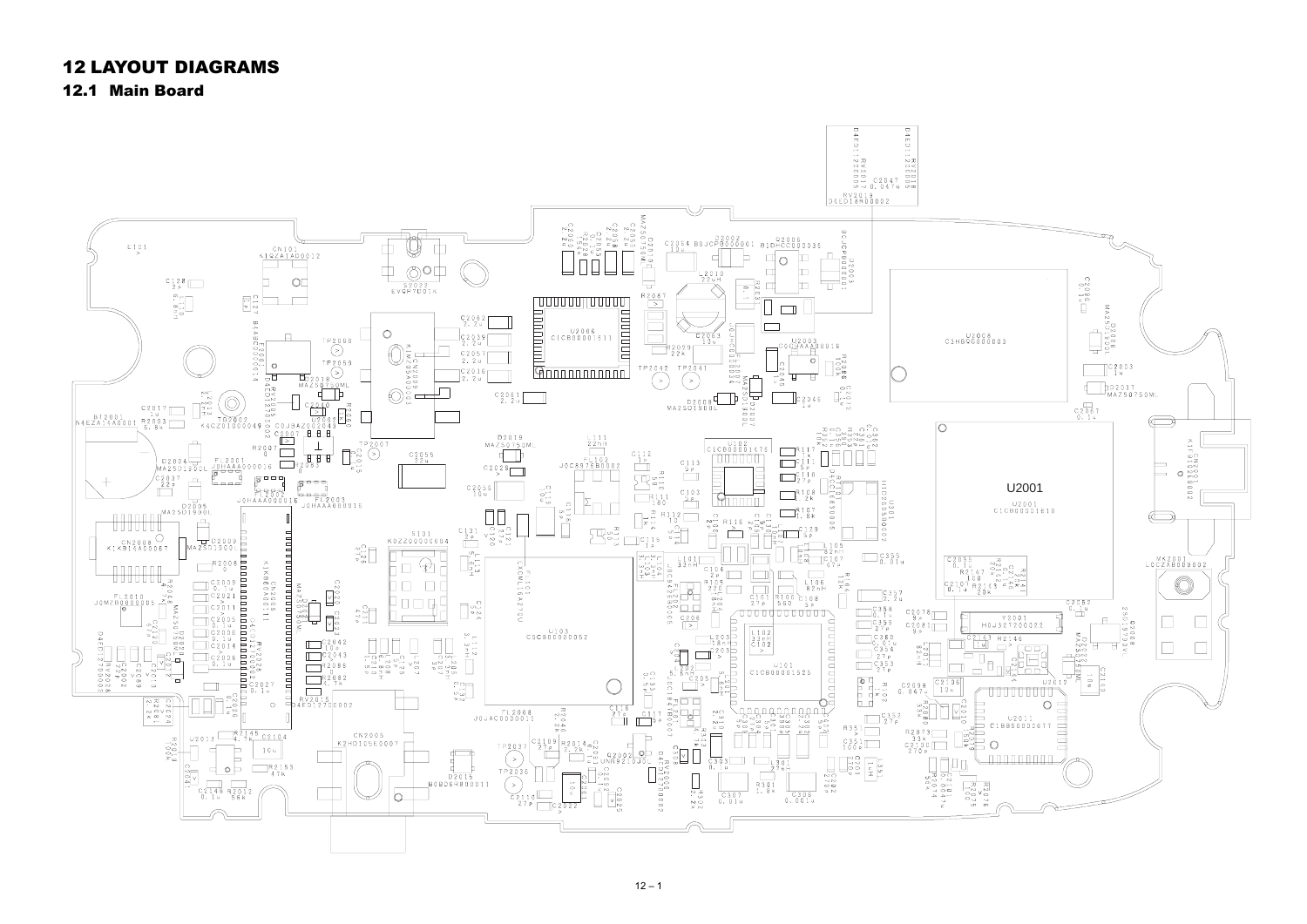# 12 LAYOUT DIAGRAMS

## 12.1 Main Board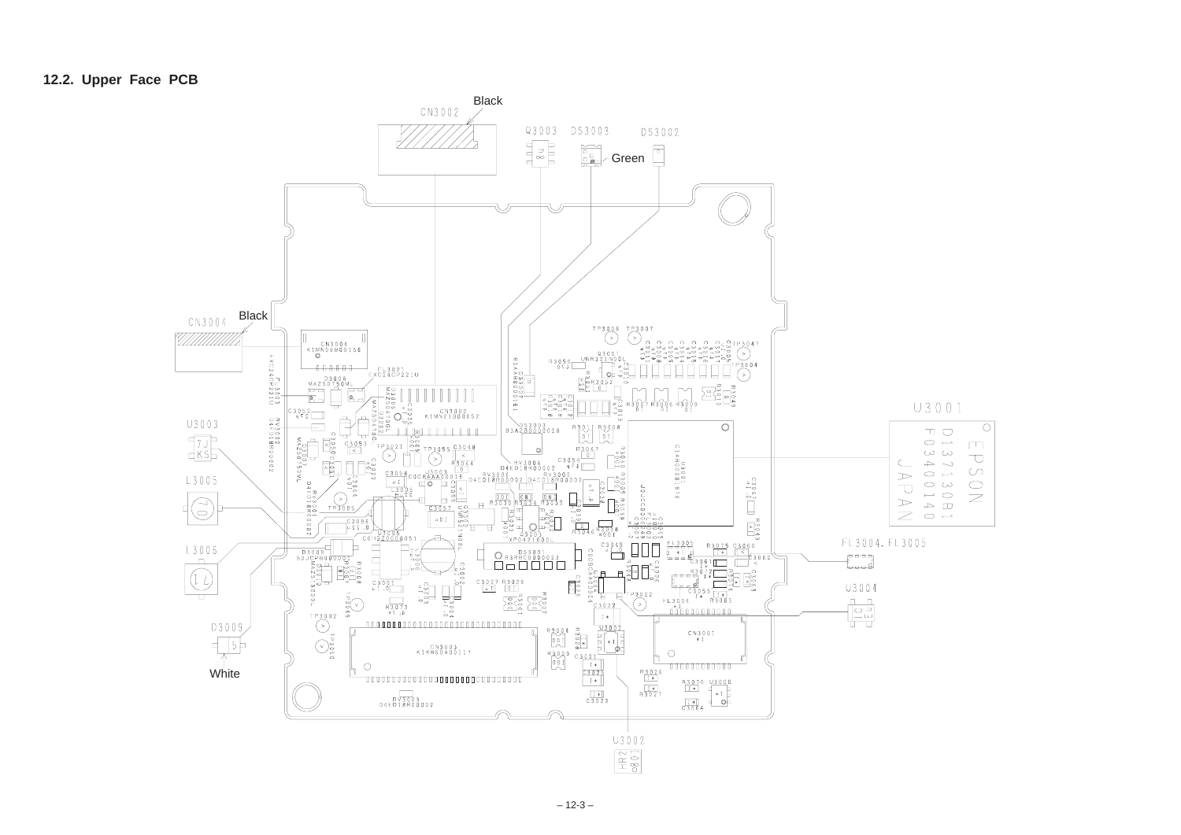## 12.2. Upper Face PCB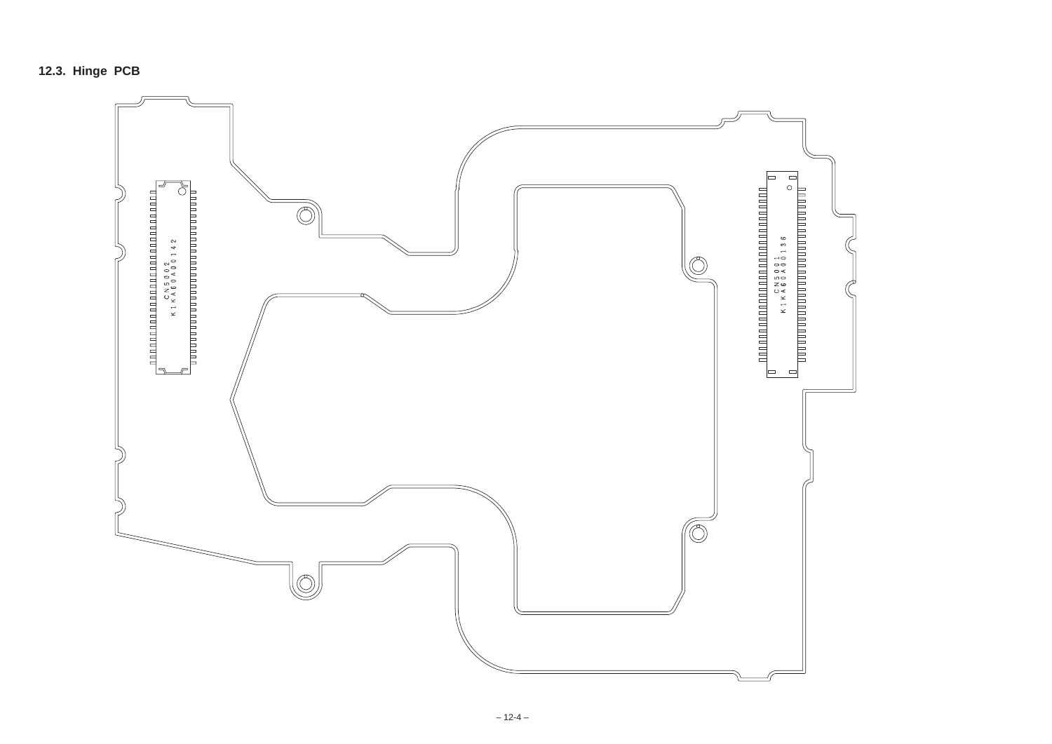## 12.3. Hinge PCB

CN5002
K1KA60A00142

CN5001
K1KA60A00136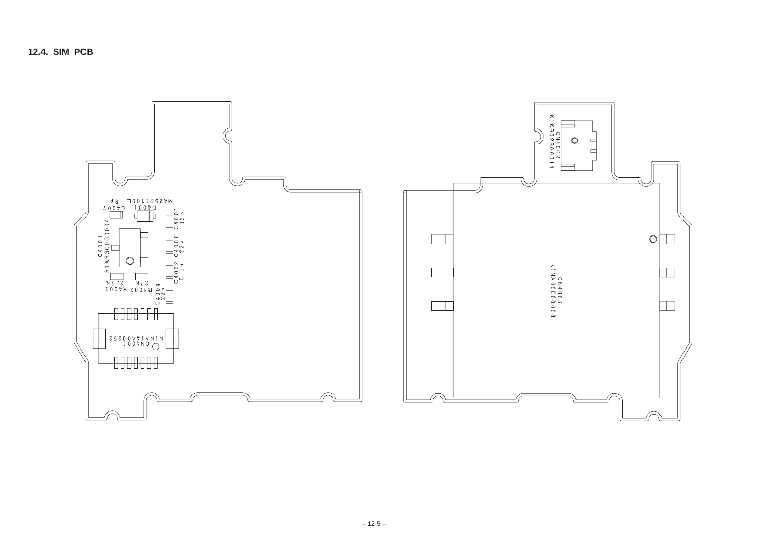## 12.4. SIM PCB

MA2S11100L 9p
D4001 C4007
C4001 33p
Q4001
B1ABGC000004
C4006 22p
C4002 0.1u
2.7k 27k
R4001 R4002
C4004 22p
K1KA14A00252
CN4001

CN4002
K1KB02B00014

CN4003
K1NA06E00008